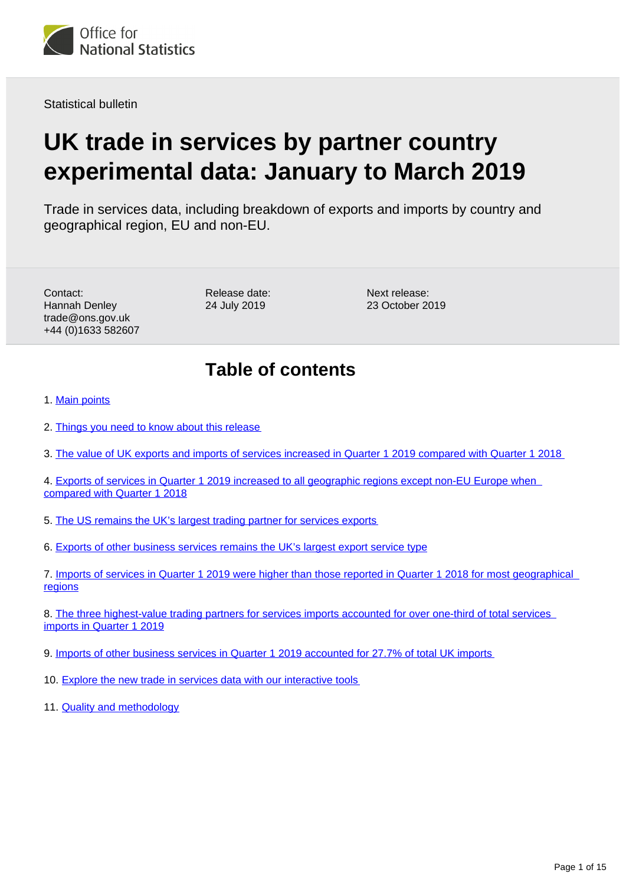Office for National Statistics

Statistical bulletin

# UK trade in services by partner country experimental data: January to March 2019

Trade in services data, including breakdown of exports and imports by country and geographical region, EU and non-EU.

Contact:
Hannah Denley
trade@ons.gov.uk
+44 (0)1633 582607

Release date:
24 July 2019

Next release:
23 October 2019

## Table of contents

1. Main points
2. Things you need to know about this release
3. The value of UK exports and imports of services increased in Quarter 1 2019 compared with Quarter 1 2018
4. Exports of services in Quarter 1 2019 increased to all geographic regions except non-EU Europe when compared with Quarter 1 2018
5. The US remains the UK's largest trading partner for services exports
6. Exports of other business services remains the UK's largest export service type
7. Imports of services in Quarter 1 2019 were higher than those reported in Quarter 1 2018 for most geographical regions
8. The three highest-value trading partners for services imports accounted for over one-third of total services imports in Quarter 1 2019
9. Imports of other business services in Quarter 1 2019 accounted for 27.7% of total UK imports
10. Explore the new trade in services data with our interactive tools
11. Quality and methodology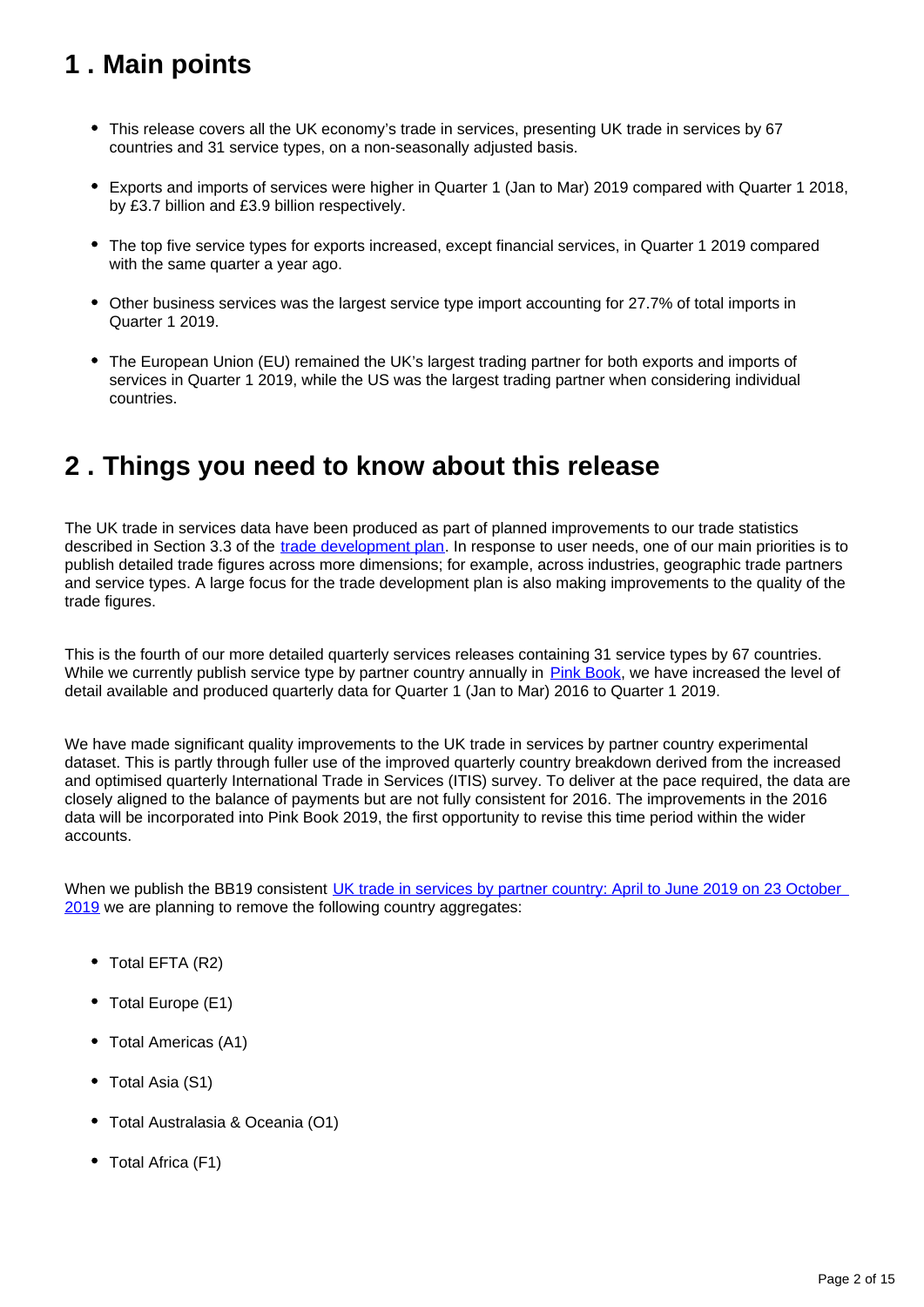## 1 . Main points

- This release covers all the UK economy's trade in services, presenting UK trade in services by 67 countries and 31 service types, on a non-seasonally adjusted basis.
- Exports and imports of services were higher in Quarter 1 (Jan to Mar) 2019 compared with Quarter 1 2018, by £3.7 billion and £3.9 billion respectively.
- The top five service types for exports increased, except financial services, in Quarter 1 2019 compared with the same quarter a year ago.
- Other business services was the largest service type import accounting for 27.7% of total imports in Quarter 1 2019.
- The European Union (EU) remained the UK's largest trading partner for both exports and imports of services in Quarter 1 2019, while the US was the largest trading partner when considering individual countries.

## 2 . Things you need to know about this release

The UK trade in services data have been produced as part of planned improvements to our trade statistics described in Section 3.3 of the trade development plan. In response to user needs, one of our main priorities is to publish detailed trade figures across more dimensions; for example, across industries, geographic trade partners and service types. A large focus for the trade development plan is also making improvements to the quality of the trade figures.

This is the fourth of our more detailed quarterly services releases containing 31 service types by 67 countries. While we currently publish service type by partner country annually in Pink Book, we have increased the level of detail available and produced quarterly data for Quarter 1 (Jan to Mar) 2016 to Quarter 1 2019.

We have made significant quality improvements to the UK trade in services by partner country experimental dataset. This is partly through fuller use of the improved quarterly country breakdown derived from the increased and optimised quarterly International Trade in Services (ITIS) survey. To deliver at the pace required, the data are closely aligned to the balance of payments but are not fully consistent for 2016. The improvements in the 2016 data will be incorporated into Pink Book 2019, the first opportunity to revise this time period within the wider accounts.

When we publish the BB19 consistent UK trade in services by partner country: April to June 2019 on 23 October 2019 we are planning to remove the following country aggregates:

- Total EFTA (R2)
- Total Europe (E1)
- Total Americas (A1)
- Total Asia (S1)
- Total Australasia & Oceania (O1)
- Total Africa (F1)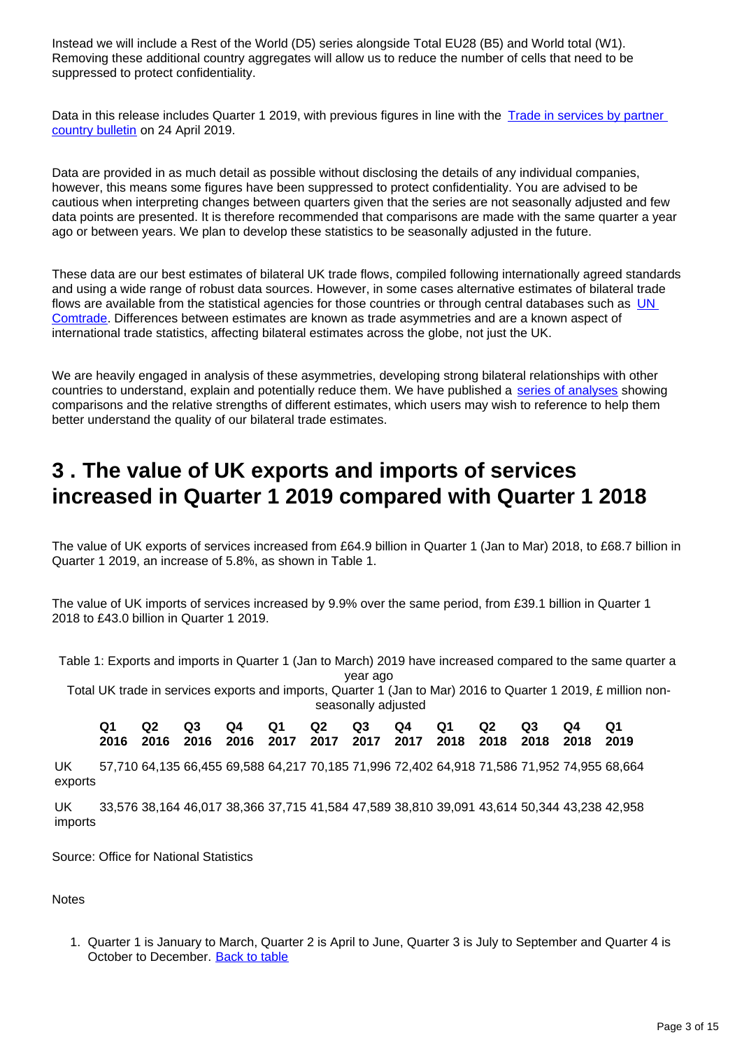Instead we will include a Rest of the World (D5) series alongside Total EU28 (B5) and World total (W1). Removing these additional country aggregates will allow us to reduce the number of cells that need to be suppressed to protect confidentiality.

Data in this release includes Quarter 1 2019, with previous figures in line with the [Trade in services by partner country bulletin](#) on 24 April 2019.

Data are provided in as much detail as possible without disclosing the details of any individual companies, however, this means some figures have been suppressed to protect confidentiality. You are advised to be cautious when interpreting changes between quarters given that the series are not seasonally adjusted and few data points are presented. It is therefore recommended that comparisons are made with the same quarter a year ago or between years. We plan to develop these statistics to be seasonally adjusted in the future.

These data are our best estimates of bilateral UK trade flows, compiled following internationally agreed standards and using a wide range of robust data sources. However, in some cases alternative estimates of bilateral trade flows are available from the statistical agencies for those countries or through central databases such as [UN Comtrade](#). Differences between estimates are known as trade asymmetries and are a known aspect of international trade statistics, affecting bilateral estimates across the globe, not just the UK.

We are heavily engaged in analysis of these asymmetries, developing strong bilateral relationships with other countries to understand, explain and potentially reduce them. We have published a [series of analyses](#) showing comparisons and the relative strengths of different estimates, which users may wish to reference to help them better understand the quality of our bilateral trade estimates.

# 3 . The value of UK exports and imports of services increased in Quarter 1 2019 compared with Quarter 1 2018

The value of UK exports of services increased from £64.9 billion in Quarter 1 (Jan to Mar) 2018, to £68.7 billion in Quarter 1 2019, an increase of 5.8%, as shown in Table 1.

The value of UK imports of services increased by 9.9% over the same period, from £39.1 billion in Quarter 1 2018 to £43.0 billion in Quarter 1 2019.

Table 1: Exports and imports in Quarter 1 (Jan to March) 2019 have increased compared to the same quarter a year ago

Total UK trade in services exports and imports, Quarter 1 (Jan to Mar) 2016 to Quarter 1 2019, £ million non-seasonally adjusted

| | Q1 2016 | Q2 2016 | Q3 2016 | Q4 2016 | Q1 2017 | Q2 2017 | Q3 2017 | Q4 2017 | Q1 2018 | Q2 2018 | Q3 2018 | Q4 2018 | Q1 2019 |
|---|---|---|---|---|---|---|---|---|---|---|---|---|---|
| UK exports | 57,710 | 64,135 | 66,455 | 69,588 | 64,217 | 70,185 | 71,996 | 72,402 | 64,918 | 71,586 | 71,952 | 74,955 | 68,664 |
| UK imports | 33,576 | 38,164 | 46,017 | 38,366 | 37,715 | 41,584 | 47,589 | 38,810 | 39,091 | 43,614 | 50,344 | 43,238 | 42,958 |

Source: Office for National Statistics

Notes

1. Quarter 1 is January to March, Quarter 2 is April to June, Quarter 3 is July to September and Quarter 4 is October to December. [Back to table](#)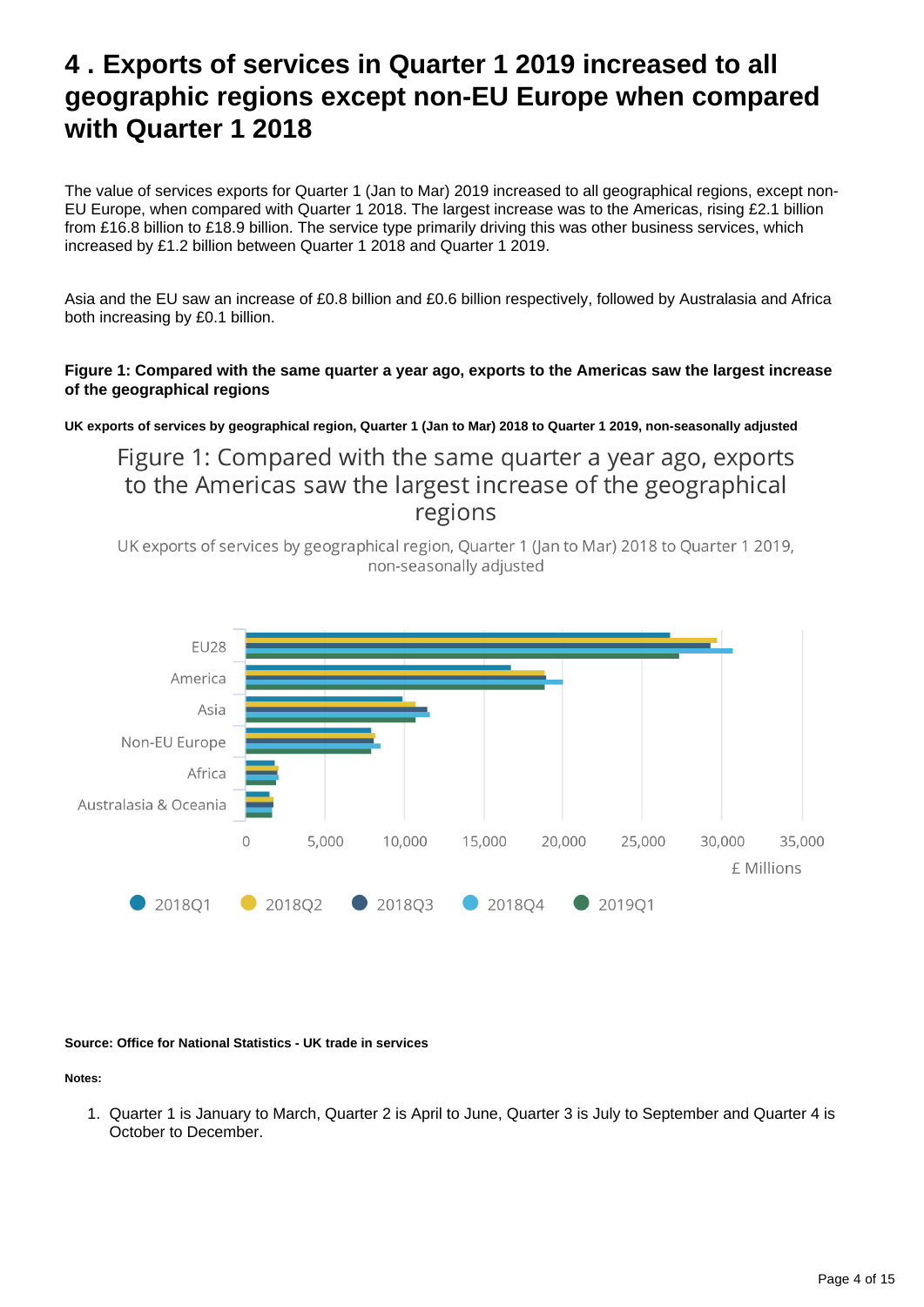## 4 . Exports of services in Quarter 1 2019 increased to all geographic regions except non-EU Europe when compared with Quarter 1 2018

The value of services exports for Quarter 1 (Jan to Mar) 2019 increased to all geographical regions, except non-EU Europe, when compared with Quarter 1 2018. The largest increase was to the Americas, rising £2.1 billion from £16.8 billion to £18.9 billion. The service type primarily driving this was other business services, which increased by £1.2 billion between Quarter 1 2018 and Quarter 1 2019.

Asia and the EU saw an increase of £0.8 billion and £0.6 billion respectively, followed by Australasia and Africa both increasing by £0.1 billion.

**Figure 1: Compared with the same quarter a year ago, exports to the Americas saw the largest increase of the geographical regions**

**UK exports of services by geographical region, Quarter 1 (Jan to Mar) 2018 to Quarter 1 2019, non-seasonally adjusted**

Figure 1: Compared with the same quarter a year ago, exports to the Americas saw the largest increase of the geographical regions

UK exports of services by geographical region, Quarter 1 (Jan to Mar) 2018 to Quarter 1 2019, non-seasonally adjusted

EU28, America, Asia, Non-EU Europe, Africa, Australasia & Oceania

0, 5,000, 10,000, 15,000, 20,000, 25,000, 30,000, 35,000

£ Millions

2018Q1, 2018Q2, 2018Q3, 2018Q4, 2019Q1

**Source: Office for National Statistics - UK trade in services**

**Notes:**

1. Quarter 1 is January to March, Quarter 2 is April to June, Quarter 3 is July to September and Quarter 4 is October to December.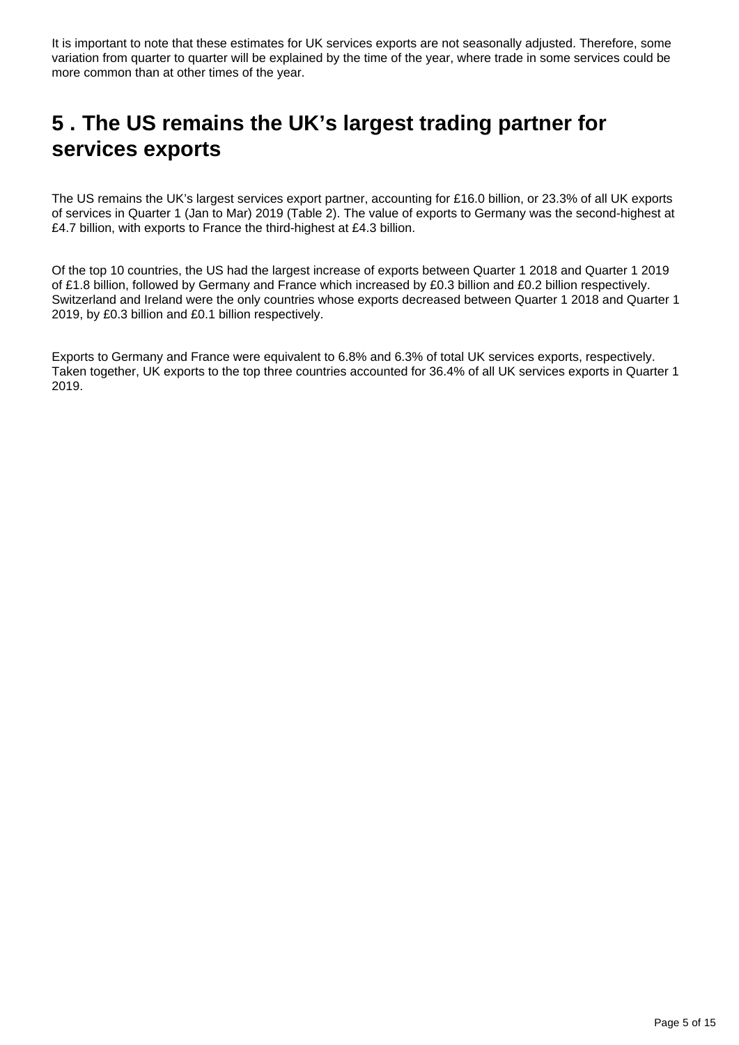It is important to note that these estimates for UK services exports are not seasonally adjusted. Therefore, some variation from quarter to quarter will be explained by the time of the year, where trade in some services could be more common than at other times of the year.

## 5 . The US remains the UK's largest trading partner for services exports

The US remains the UK's largest services export partner, accounting for £16.0 billion, or 23.3% of all UK exports of services in Quarter 1 (Jan to Mar) 2019 (Table 2). The value of exports to Germany was the second-highest at £4.7 billion, with exports to France the third-highest at £4.3 billion.

Of the top 10 countries, the US had the largest increase of exports between Quarter 1 2018 and Quarter 1 2019 of £1.8 billion, followed by Germany and France which increased by £0.3 billion and £0.2 billion respectively. Switzerland and Ireland were the only countries whose exports decreased between Quarter 1 2018 and Quarter 1 2019, by £0.3 billion and £0.1 billion respectively.

Exports to Germany and France were equivalent to 6.8% and 6.3% of total UK services exports, respectively. Taken together, UK exports to the top three countries accounted for 36.4% of all UK services exports in Quarter 1 2019.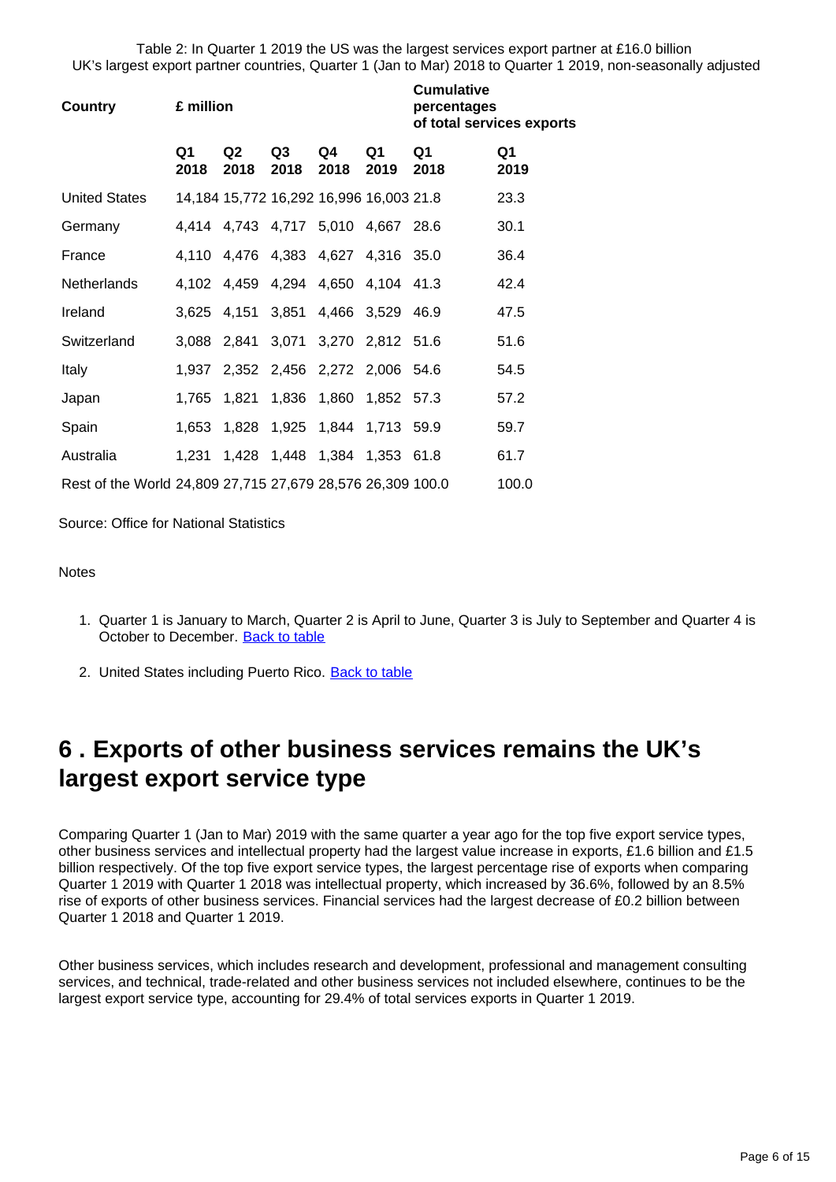Table 2: In Quarter 1 2019 the US was the largest services export partner at £16.0 billion
UK's largest export partner countries, Quarter 1 (Jan to Mar) 2018 to Quarter 1 2019, non-seasonally adjusted

| Country | £ million | | | | | Cumulative percentages of total services exports | |
|---|---|---|---|---|---|---|---|
| | Q1 2018 | Q2 2018 | Q3 2018 | Q4 2018 | Q1 2019 | Q1 2018 | Q1 2019 |
| United States | 14,184 | 15,772 | 16,292 | 16,996 | 16,003 | 21.8 | 23.3 |
| Germany | 4,414 | 4,743 | 4,717 | 5,010 | 4,667 | 28.6 | 30.1 |
| France | 4,110 | 4,476 | 4,383 | 4,627 | 4,316 | 35.0 | 36.4 |
| Netherlands | 4,102 | 4,459 | 4,294 | 4,650 | 4,104 | 41.3 | 42.4 |
| Ireland | 3,625 | 4,151 | 3,851 | 4,466 | 3,529 | 46.9 | 47.5 |
| Switzerland | 3,088 | 2,841 | 3,071 | 3,270 | 2,812 | 51.6 | 51.6 |
| Italy | 1,937 | 2,352 | 2,456 | 2,272 | 2,006 | 54.6 | 54.5 |
| Japan | 1,765 | 1,821 | 1,836 | 1,860 | 1,852 | 57.3 | 57.2 |
| Spain | 1,653 | 1,828 | 1,925 | 1,844 | 1,713 | 59.9 | 59.7 |
| Australia | 1,231 | 1,428 | 1,448 | 1,384 | 1,353 | 61.8 | 61.7 |
| Rest of the World | 24,809 | 27,715 | 27,679 | 28,576 | 26,309 | 100.0 | 100.0 |

Source: Office for National Statistics

Notes

1. Quarter 1 is January to March, Quarter 2 is April to June, Quarter 3 is July to September and Quarter 4 is October to December. Back to table

2. United States including Puerto Rico. Back to table

## 6 . Exports of other business services remains the UK's largest export service type

Comparing Quarter 1 (Jan to Mar) 2019 with the same quarter a year ago for the top five export service types, other business services and intellectual property had the largest value increase in exports, £1.6 billion and £1.5 billion respectively. Of the top five export service types, the largest percentage rise of exports when comparing Quarter 1 2019 with Quarter 1 2018 was intellectual property, which increased by 36.6%, followed by an 8.5% rise of exports of other business services. Financial services had the largest decrease of £0.2 billion between Quarter 1 2018 and Quarter 1 2019.

Other business services, which includes research and development, professional and management consulting services, and technical, trade-related and other business services not included elsewhere, continues to be the largest export service type, accounting for 29.4% of total services exports in Quarter 1 2019.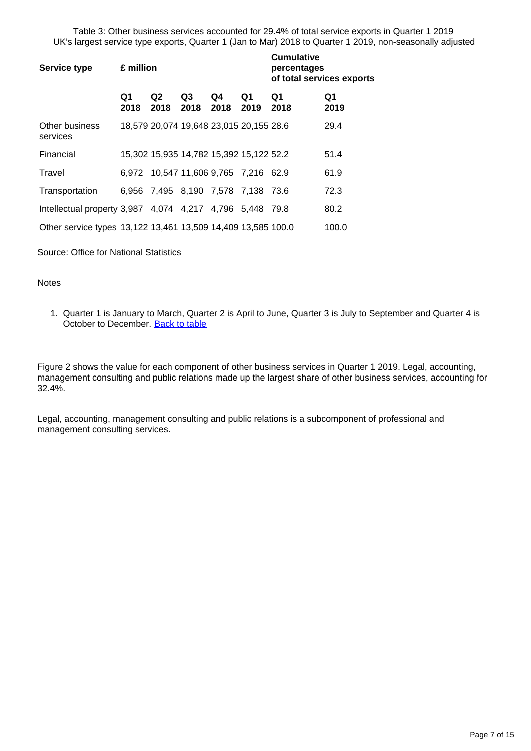Table 3: Other business services accounted for 29.4% of total service exports in Quarter 1 2019
UK's largest service type exports, Quarter 1 (Jan to Mar) 2018 to Quarter 1 2019, non-seasonally adjusted

| Service type | £ million | | | | | Cumulative percentages of total services exports | |
|---|---|---|---|---|---|---|---|
| | Q1 2018 | Q2 2018 | Q3 2018 | Q4 2018 | Q1 2019 | Q1 2018 | Q1 2019 |
| Other business services | 18,579 | 20,074 | 19,648 | 23,015 | 20,155 | 28.6 | 29.4 |
| Financial | 15,302 | 15,935 | 14,782 | 15,392 | 15,122 | 52.2 | 51.4 |
| Travel | 6,972 | 10,547 | 11,606 | 9,765 | 7,216 | 62.9 | 61.9 |
| Transportation | 6,956 | 7,495 | 8,190 | 7,578 | 7,138 | 73.6 | 72.3 |
| Intellectual property | 3,987 | 4,074 | 4,217 | 4,796 | 5,448 | 79.8 | 80.2 |
| Other service types | 13,122 | 13,461 | 13,509 | 14,409 | 13,585 | 100.0 | 100.0 |

Source: Office for National Statistics

Notes

1. Quarter 1 is January to March, Quarter 2 is April to June, Quarter 3 is July to September and Quarter 4 is October to December. Back to table

Figure 2 shows the value for each component of other business services in Quarter 1 2019. Legal, accounting, management consulting and public relations made up the largest share of other business services, accounting for 32.4%.

Legal, accounting, management consulting and public relations is a subcomponent of professional and management consulting services.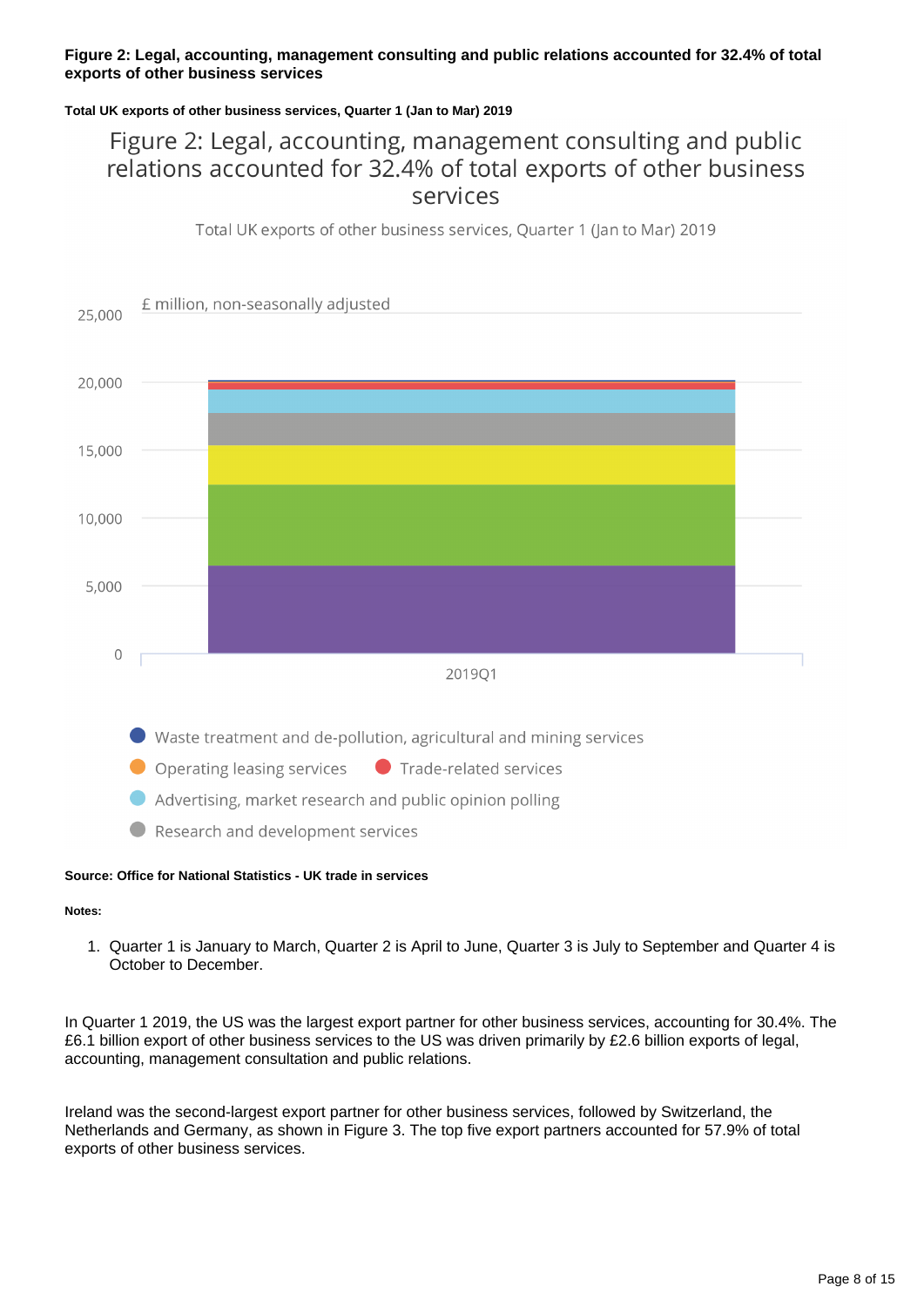**Figure 2: Legal, accounting, management consulting and public relations accounted for 32.4% of total exports of other business services**

**Total UK exports of other business services, Quarter 1 (Jan to Mar) 2019**

Figure 2: Legal, accounting, management consulting and public relations accounted for 32.4% of total exports of other business services

Total UK exports of other business services, Quarter 1 (Jan to Mar) 2019

£ million, non-seasonally adjusted

25,000
20,000
15,000
10,000
5,000
0

2019Q1

Waste treatment and de-pollution, agricultural and mining services
Operating leasing services
Trade-related services
Advertising, market research and public opinion polling
Research and development services

**Source: Office for National Statistics - UK trade in services**

**Notes:**

1. Quarter 1 is January to March, Quarter 2 is April to June, Quarter 3 is July to September and Quarter 4 is October to December.

In Quarter 1 2019, the US was the largest export partner for other business services, accounting for 30.4%. The £6.1 billion export of other business services to the US was driven primarily by £2.6 billion exports of legal, accounting, management consultation and public relations.

Ireland was the second-largest export partner for other business services, followed by Switzerland, the Netherlands and Germany, as shown in Figure 3. The top five export partners accounted for 57.9% of total exports of other business services.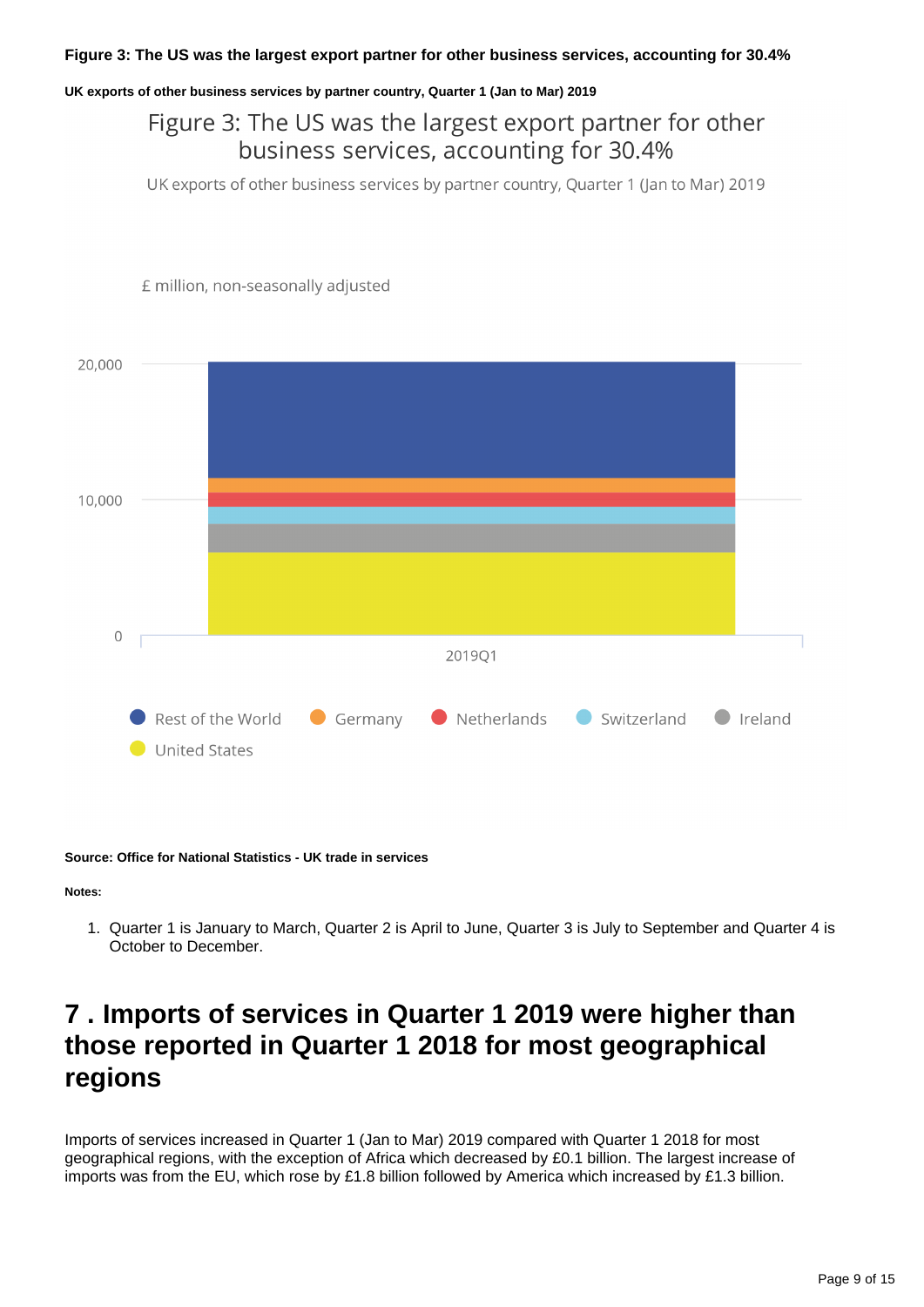**Figure 3: The US was the largest export partner for other business services, accounting for 30.4%**

**UK exports of other business services by partner country, Quarter 1 (Jan to Mar) 2019**

Figure 3: The US was the largest export partner for other business services, accounting for 30.4%

UK exports of other business services by partner country, Quarter 1 (Jan to Mar) 2019

£ million, non-seasonally adjusted

20,000

10,000

0

2019Q1

Rest of the World · Germany · Netherlands · Switzerland · Ireland · United States

**Source: Office for National Statistics - UK trade in services**

**Notes:**

1. Quarter 1 is January to March, Quarter 2 is April to June, Quarter 3 is July to September and Quarter 4 is October to December.

## 7 . Imports of services in Quarter 1 2019 were higher than those reported in Quarter 1 2018 for most geographical regions

Imports of services increased in Quarter 1 (Jan to Mar) 2019 compared with Quarter 1 2018 for most geographical regions, with the exception of Africa which decreased by £0.1 billion. The largest increase of imports was from the EU, which rose by £1.8 billion followed by America which increased by £1.3 billion.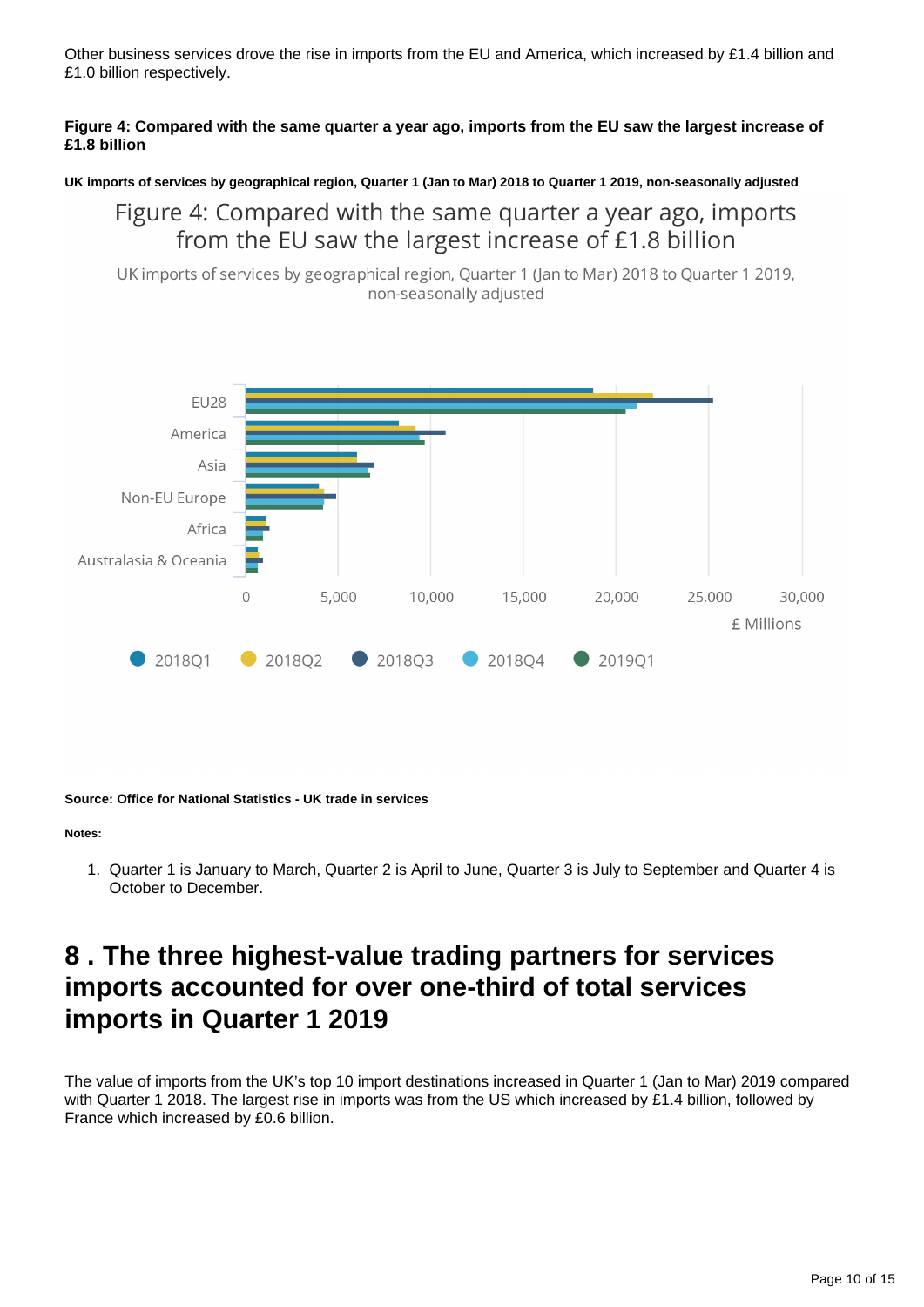Other business services drove the rise in imports from the EU and America, which increased by £1.4 billion and £1.0 billion respectively.

**Figure 4: Compared with the same quarter a year ago, imports from the EU saw the largest increase of £1.8 billion**

**UK imports of services by geographical region, Quarter 1 (Jan to Mar) 2018 to Quarter 1 2019, non-seasonally adjusted**

Figure 4: Compared with the same quarter a year ago, imports from the EU saw the largest increase of £1.8 billion

UK imports of services by geographical region, Quarter 1 (Jan to Mar) 2018 to Quarter 1 2019, non-seasonally adjusted

EU28

America

Asia

Non-EU Europe

Africa

Australasia & Oceania

0 5,000 10,000 15,000 20,000 25,000 30,000

£ Millions

2018Q1 2018Q2 2018Q3 2018Q4 2019Q1

**Source: Office for National Statistics - UK trade in services**

**Notes:**

1. Quarter 1 is January to March, Quarter 2 is April to June, Quarter 3 is July to September and Quarter 4 is October to December.

## 8 . The three highest-value trading partners for services imports accounted for over one-third of total services imports in Quarter 1 2019

The value of imports from the UK's top 10 import destinations increased in Quarter 1 (Jan to Mar) 2019 compared with Quarter 1 2018. The largest rise in imports was from the US which increased by £1.4 billion, followed by France which increased by £0.6 billion.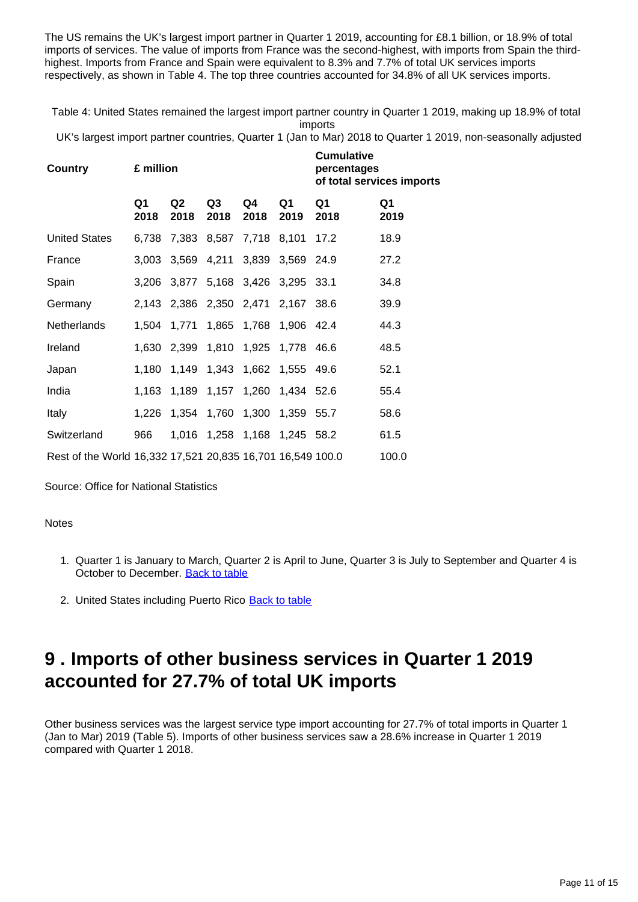The US remains the UK's largest import partner in Quarter 1 2019, accounting for £8.1 billion, or 18.9% of total imports of services. The value of imports from France was the second-highest, with imports from Spain the third-highest. Imports from France and Spain were equivalent to 8.3% and 7.7% of total UK services imports respectively, as shown in Table 4. The top three countries accounted for 34.8% of all UK services imports.

Table 4: United States remained the largest import partner country in Quarter 1 2019, making up 18.9% of total imports

UK's largest import partner countries, Quarter 1 (Jan to Mar) 2018 to Quarter 1 2019, non-seasonally adjusted

| Country | £ million | | | | | Cumulative percentages of total services imports | |
|---|---|---|---|---|---|---|---|
| | Q1 2018 | Q2 2018 | Q3 2018 | Q4 2018 | Q1 2019 | Q1 2018 | Q1 2019 |
| United States | 6,738 | 7,383 | 8,587 | 7,718 | 8,101 | 17.2 | 18.9 |
| France | 3,003 | 3,569 | 4,211 | 3,839 | 3,569 | 24.9 | 27.2 |
| Spain | 3,206 | 3,877 | 5,168 | 3,426 | 3,295 | 33.1 | 34.8 |
| Germany | 2,143 | 2,386 | 2,350 | 2,471 | 2,167 | 38.6 | 39.9 |
| Netherlands | 1,504 | 1,771 | 1,865 | 1,768 | 1,906 | 42.4 | 44.3 |
| Ireland | 1,630 | 2,399 | 1,810 | 1,925 | 1,778 | 46.6 | 48.5 |
| Japan | 1,180 | 1,149 | 1,343 | 1,662 | 1,555 | 49.6 | 52.1 |
| India | 1,163 | 1,189 | 1,157 | 1,260 | 1,434 | 52.6 | 55.4 |
| Italy | 1,226 | 1,354 | 1,760 | 1,300 | 1,359 | 55.7 | 58.6 |
| Switzerland | 966 | 1,016 | 1,258 | 1,168 | 1,245 | 58.2 | 61.5 |
| Rest of the World | 16,332 | 17,521 | 20,835 | 16,701 | 16,549 | 100.0 | 100.0 |

Source: Office for National Statistics

Notes

1. Quarter 1 is January to March, Quarter 2 is April to June, Quarter 3 is July to September and Quarter 4 is October to December. Back to table
2. United States including Puerto Rico Back to table

## 9 . Imports of other business services in Quarter 1 2019 accounted for 27.7% of total UK imports

Other business services was the largest service type import accounting for 27.7% of total imports in Quarter 1 (Jan to Mar) 2019 (Table 5). Imports of other business services saw a 28.6% increase in Quarter 1 2019 compared with Quarter 1 2018.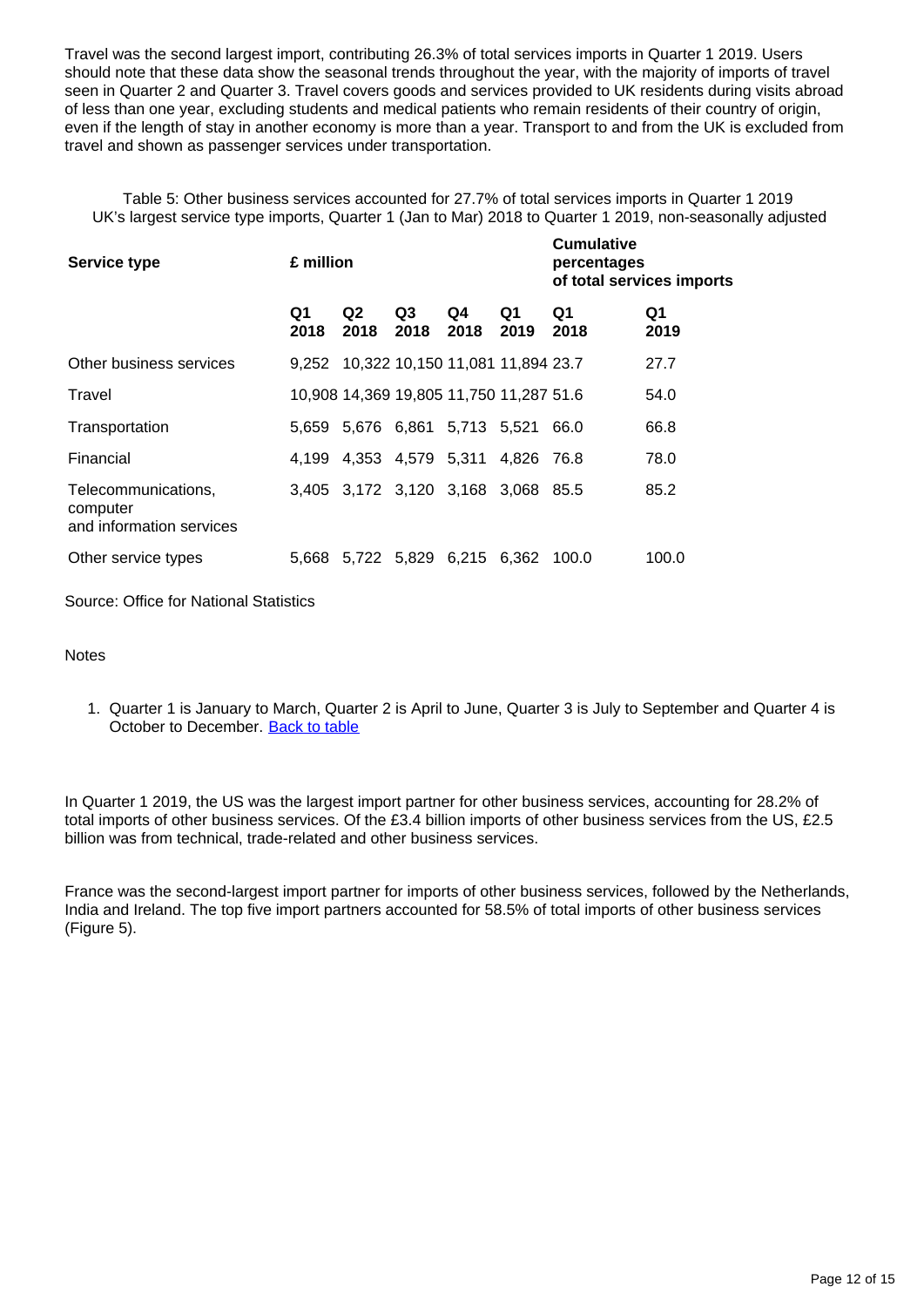Travel was the second largest import, contributing 26.3% of total services imports in Quarter 1 2019. Users should note that these data show the seasonal trends throughout the year, with the majority of imports of travel seen in Quarter 2 and Quarter 3. Travel covers goods and services provided to UK residents during visits abroad of less than one year, excluding students and medical patients who remain residents of their country of origin, even if the length of stay in another economy is more than a year. Transport to and from the UK is excluded from travel and shown as passenger services under transportation.

Table 5: Other business services accounted for 27.7% of total services imports in Quarter 1 2019
UK's largest service type imports, Quarter 1 (Jan to Mar) 2018 to Quarter 1 2019, non-seasonally adjusted

| Service type | £ million | | | | | Cumulative percentages of total services imports | |
|---|---|---|---|---|---|---|---|
| | Q1 2018 | Q2 2018 | Q3 2018 | Q4 2018 | Q1 2019 | Q1 2018 | Q1 2019 |
| Other business services | 9,252 | 10,322 | 10,150 | 11,081 | 11,894 | 23.7 | 27.7 |
| Travel | 10,908 | 14,369 | 19,805 | 11,750 | 11,287 | 51.6 | 54.0 |
| Transportation | 5,659 | 5,676 | 6,861 | 5,713 | 5,521 | 66.0 | 66.8 |
| Financial | 4,199 | 4,353 | 4,579 | 5,311 | 4,826 | 76.8 | 78.0 |
| Telecommunications, computer and information services | 3,405 | 3,172 | 3,120 | 3,168 | 3,068 | 85.5 | 85.2 |
| Other service types | 5,668 | 5,722 | 5,829 | 6,215 | 6,362 | 100.0 | 100.0 |

Source: Office for National Statistics

Notes

1. Quarter 1 is January to March, Quarter 2 is April to June, Quarter 3 is July to September and Quarter 4 is October to December. Back to table

In Quarter 1 2019, the US was the largest import partner for other business services, accounting for 28.2% of total imports of other business services. Of the £3.4 billion imports of other business services from the US, £2.5 billion was from technical, trade-related and other business services.

France was the second-largest import partner for imports of other business services, followed by the Netherlands, India and Ireland. The top five import partners accounted for 58.5% of total imports of other business services (Figure 5).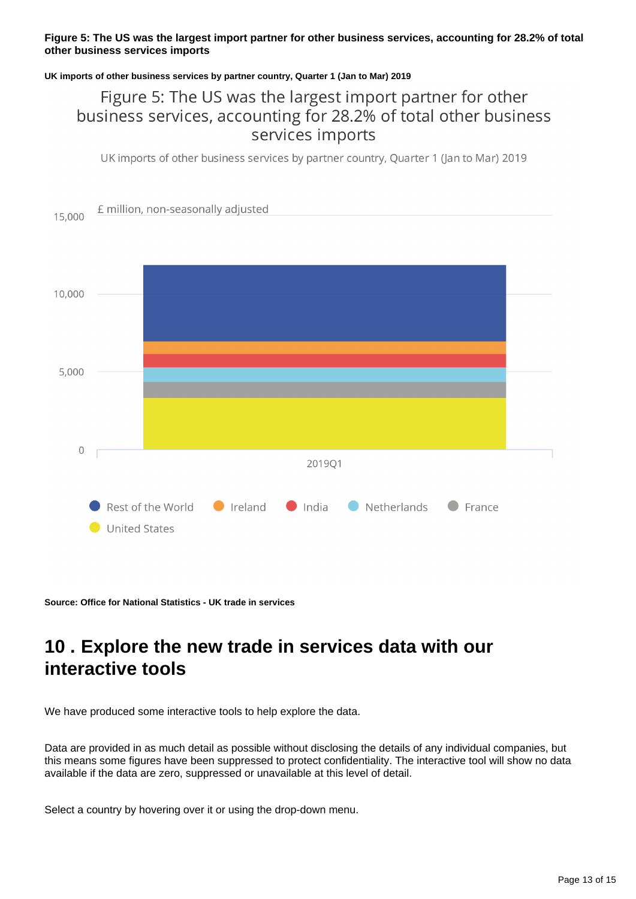**Figure 5: The US was the largest import partner for other business services, accounting for 28.2% of total other business services imports**

**UK imports of other business services by partner country, Quarter 1 (Jan to Mar) 2019**

Figure 5: The US was the largest import partner for other business services, accounting for 28.2% of total other business services imports

UK imports of other business services by partner country, Quarter 1 (Jan to Mar) 2019

£ million, non-seasonally adjusted

15,000

10,000

5,000

0

2019Q1

Rest of the World, Ireland, India, Netherlands, France, United States

**Source: Office for National Statistics - UK trade in services**

## 10 . Explore the new trade in services data with our interactive tools

We have produced some interactive tools to help explore the data.

Data are provided in as much detail as possible without disclosing the details of any individual companies, but this means some figures have been suppressed to protect confidentiality. The interactive tool will show no data available if the data are zero, suppressed or unavailable at this level of detail.

Select a country by hovering over it or using the drop-down menu.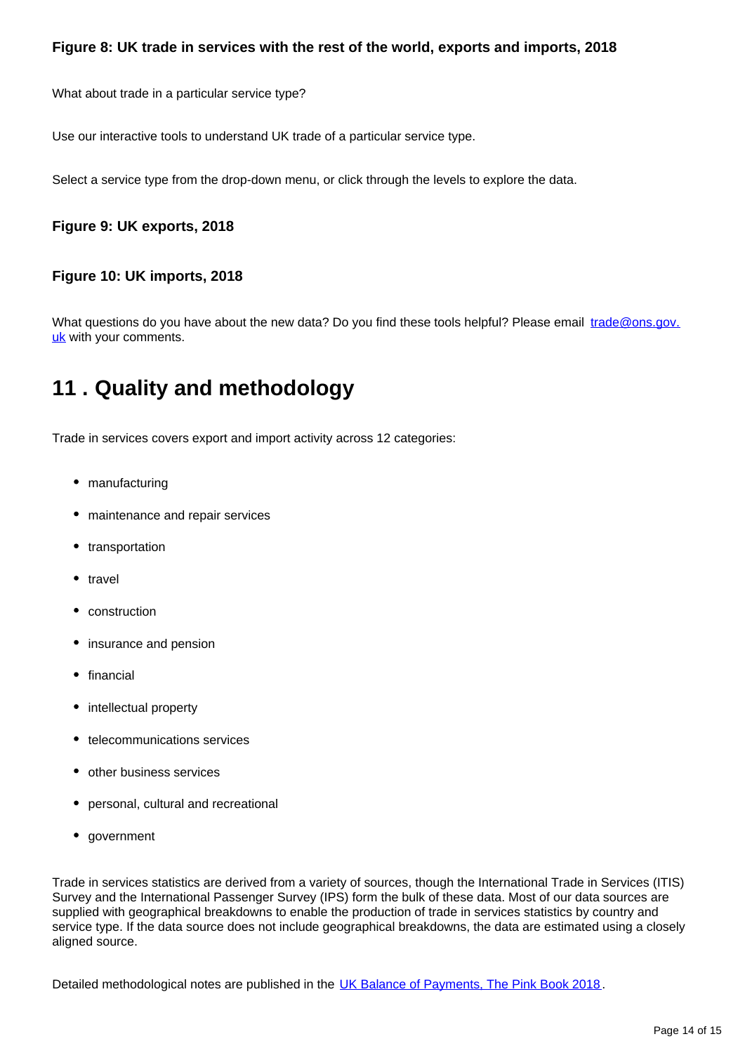### Figure 8: UK trade in services with the rest of the world, exports and imports, 2018

What about trade in a particular service type?

Use our interactive tools to understand UK trade of a particular service type.

Select a service type from the drop-down menu, or click through the levels to explore the data.

### Figure 9: UK exports, 2018

### Figure 10: UK imports, 2018

What questions do you have about the new data? Do you find these tools helpful? Please email [trade@ons.gov.uk](mailto:trade@ons.gov.uk) with your comments.

## 11 . Quality and methodology

Trade in services covers export and import activity across 12 categories:

- manufacturing
- maintenance and repair services
- transportation
- travel
- construction
- insurance and pension
- financial
- intellectual property
- telecommunications services
- other business services
- personal, cultural and recreational
- government

Trade in services statistics are derived from a variety of sources, though the International Trade in Services (ITIS) Survey and the International Passenger Survey (IPS) form the bulk of these data. Most of our data sources are supplied with geographical breakdowns to enable the production of trade in services statistics by country and service type. If the data source does not include geographical breakdowns, the data are estimated using a closely aligned source.

Detailed methodological notes are published in the UK Balance of Payments, The Pink Book 2018.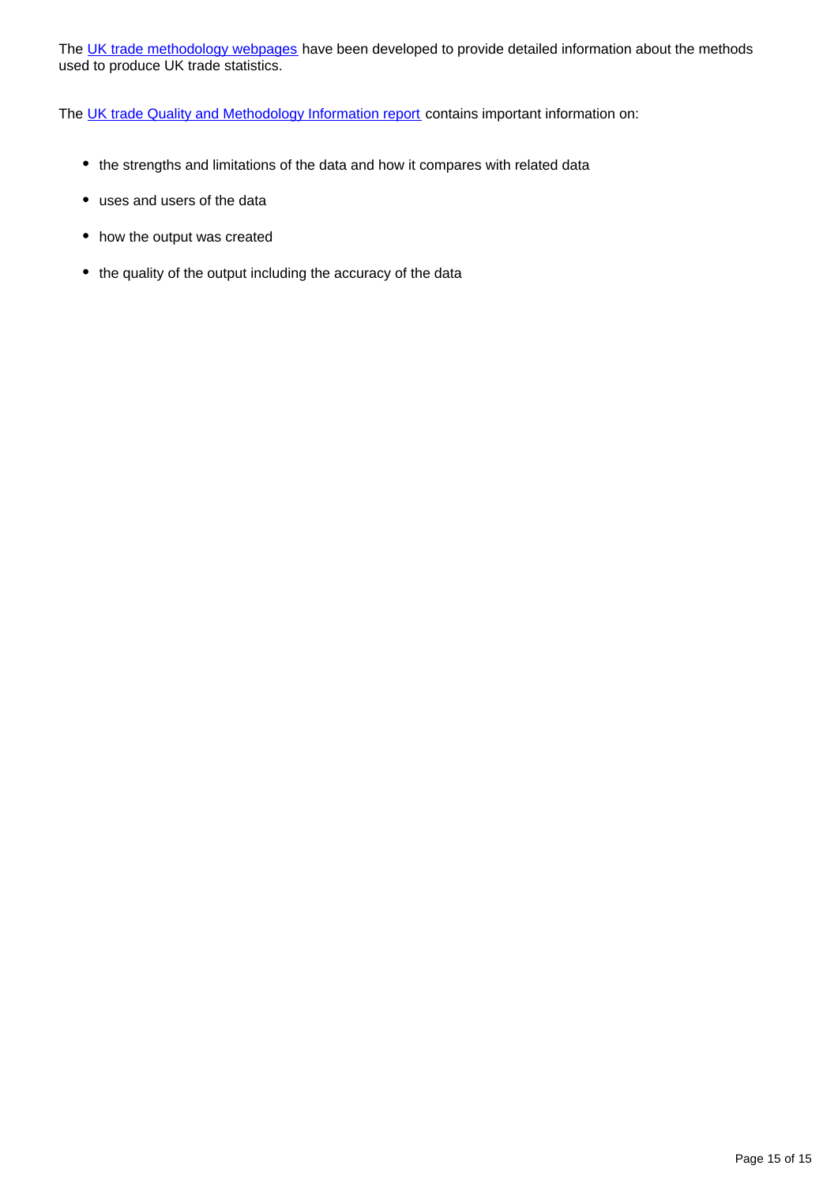The UK trade methodology webpages have been developed to provide detailed information about the methods used to produce UK trade statistics.

The UK trade Quality and Methodology Information report contains important information on:

- the strengths and limitations of the data and how it compares with related data
- uses and users of the data
- how the output was created
- the quality of the output including the accuracy of the data